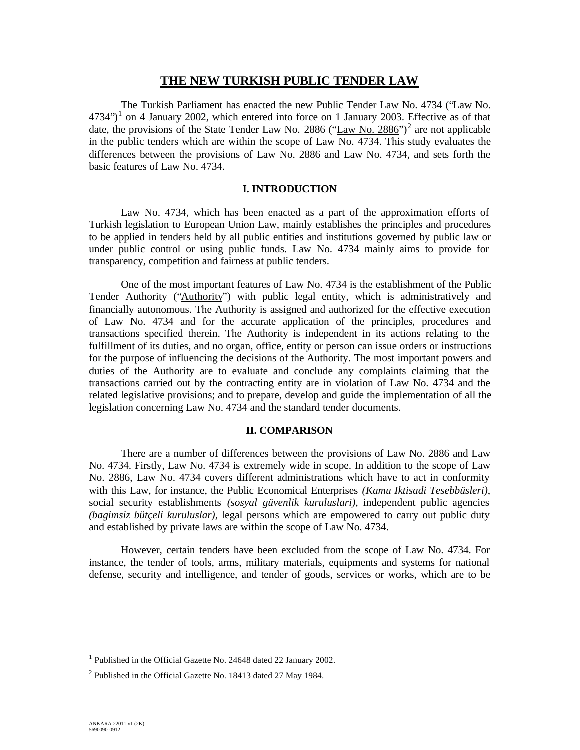# THE NEW TURKISH PUBLIC TENDER LAW

The Turkish Parliament has enacted the new Public Tender Law No. 4734 ("Law No. 4734")[1] on 4 January 2002, which entered into force on 1 January 2003. Effective as of that date, the provisions of the State Tender Law No. 2886 ("Law No. 2886")[2] are not applicable in the public tenders which are within the scope of Law No. 4734. This study evaluates the differences between the provisions of Law No. 2886 and Law No. 4734, and sets forth the basic features of Law No. 4734.

## I. INTRODUCTION

Law No. 4734, which has been enacted as a part of the approximation efforts of Turkish legislation to European Union Law, mainly establishes the principles and procedures to be applied in tenders held by all public entities and institutions governed by public law or under public control or using public funds. Law No. 4734 mainly aims to provide for transparency, competition and fairness at public tenders.

One of the most important features of Law No. 4734 is the establishment of the Public Tender Authority ("Authority") with public legal entity, which is administratively and financially autonomous. The Authority is assigned and authorized for the effective execution of Law No. 4734 and for the accurate application of the principles, procedures and transactions specified therein. The Authority is independent in its actions relating to the fulfillment of its duties, and no organ, office, entity or person can issue orders or instructions for the purpose of influencing the decisions of the Authority. The most important powers and duties of the Authority are to evaluate and conclude any complaints claiming that the transactions carried out by the contracting entity are in violation of Law No. 4734 and the related legislative provisions; and to prepare, develop and guide the implementation of all the legislation concerning Law No. 4734 and the standard tender documents.

## II. COMPARISON

There are a number of differences between the provisions of Law No. 2886 and Law No. 4734. Firstly, Law No. 4734 is extremely wide in scope. In addition to the scope of Law No. 2886, Law No. 4734 covers different administrations which have to act in conformity with this Law, for instance, the Public Economical Enterprises *(Kamu Iktisadi Tesebbüsleri)*, social security establishments *(sosyal güvenlik kuruluslari)*, independent public agencies *(bagimsiz bütçeli kuruluslar)*, legal persons which are empowered to carry out public duty and established by private laws are within the scope of Law No. 4734.

However, certain tenders have been excluded from the scope of Law No. 4734. For instance, the tender of tools, arms, military materials, equipments and systems for national defense, security and intelligence, and tender of goods, services or works, which are to be

---

[1] Published in the Official Gazette No. 24648 dated 22 January 2002.

[2] Published in the Official Gazette No. 18413 dated 27 May 1984.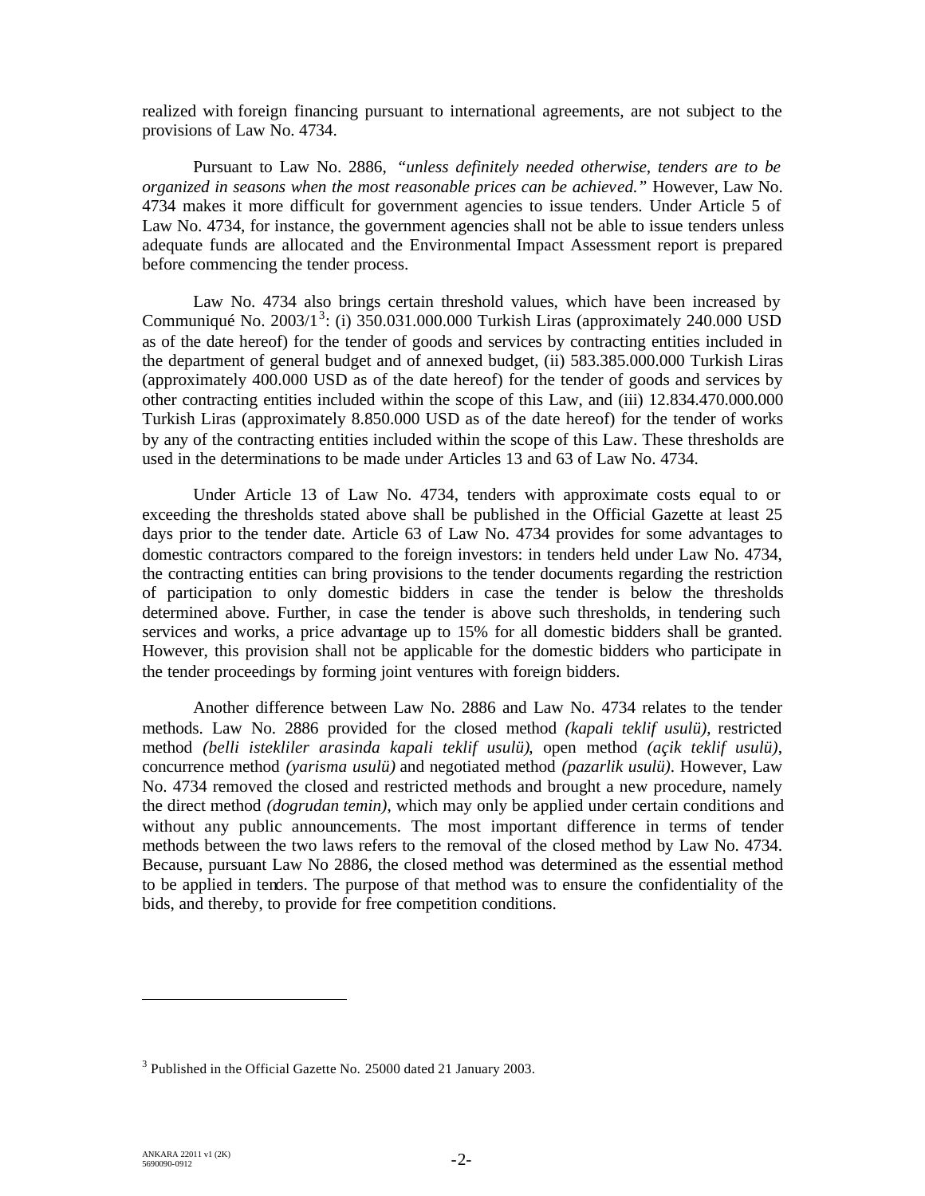realized with foreign financing pursuant to international agreements, are not subject to the provisions of Law No. 4734.

Pursuant to Law No. 2886, *"unless definitely needed otherwise, tenders are to be organized in seasons when the most reasonable prices can be achieved."* However, Law No. 4734 makes it more difficult for government agencies to issue tenders. Under Article 5 of Law No. 4734, for instance, the government agencies shall not be able to issue tenders unless adequate funds are allocated and the Environmental Impact Assessment report is prepared before commencing the tender process.

Law No. 4734 also brings certain threshold values, which have been increased by Communiqué No. 2003/1[3]: (i) 350.031.000.000 Turkish Liras (approximately 240.000 USD as of the date hereof) for the tender of goods and services by contracting entities included in the department of general budget and of annexed budget, (ii) 583.385.000.000 Turkish Liras (approximately 400.000 USD as of the date hereof) for the tender of goods and services by other contracting entities included within the scope of this Law, and (iii) 12.834.470.000.000 Turkish Liras (approximately 8.850.000 USD as of the date hereof) for the tender of works by any of the contracting entities included within the scope of this Law. These thresholds are used in the determinations to be made under Articles 13 and 63 of Law No. 4734.

Under Article 13 of Law No. 4734, tenders with approximate costs equal to or exceeding the thresholds stated above shall be published in the Official Gazette at least 25 days prior to the tender date. Article 63 of Law No. 4734 provides for some advantages to domestic contractors compared to the foreign investors: in tenders held under Law No. 4734, the contracting entities can bring provisions to the tender documents regarding the restriction of participation to only domestic bidders in case the tender is below the thresholds determined above. Further, in case the tender is above such thresholds, in tendering such services and works, a price advantage up to 15% for all domestic bidders shall be granted. However, this provision shall not be applicable for the domestic bidders who participate in the tender proceedings by forming joint ventures with foreign bidders.

Another difference between Law No. 2886 and Law No. 4734 relates to the tender methods. Law No. 2886 provided for the closed method *(kapali teklif usulü)*, restricted method *(belli istekliler arasinda kapali teklif usulü)*, open method *(açik teklif usulü)*, concurrence method *(yarisma usulü)* and negotiated method *(pazarlik usulü)*. However, Law No. 4734 removed the closed and restricted methods and brought a new procedure, namely the direct method *(dogrudan temin)*, which may only be applied under certain conditions and without any public announcements. The most important difference in terms of tender methods between the two laws refers to the removal of the closed method by Law No. 4734. Because, pursuant Law No 2886, the closed method was determined as the essential method to be applied in tenders. The purpose of that method was to ensure the confidentiality of the bids, and thereby, to provide for free competition conditions.

---

[3] Published in the Official Gazette No. 25000 dated 21 January 2003.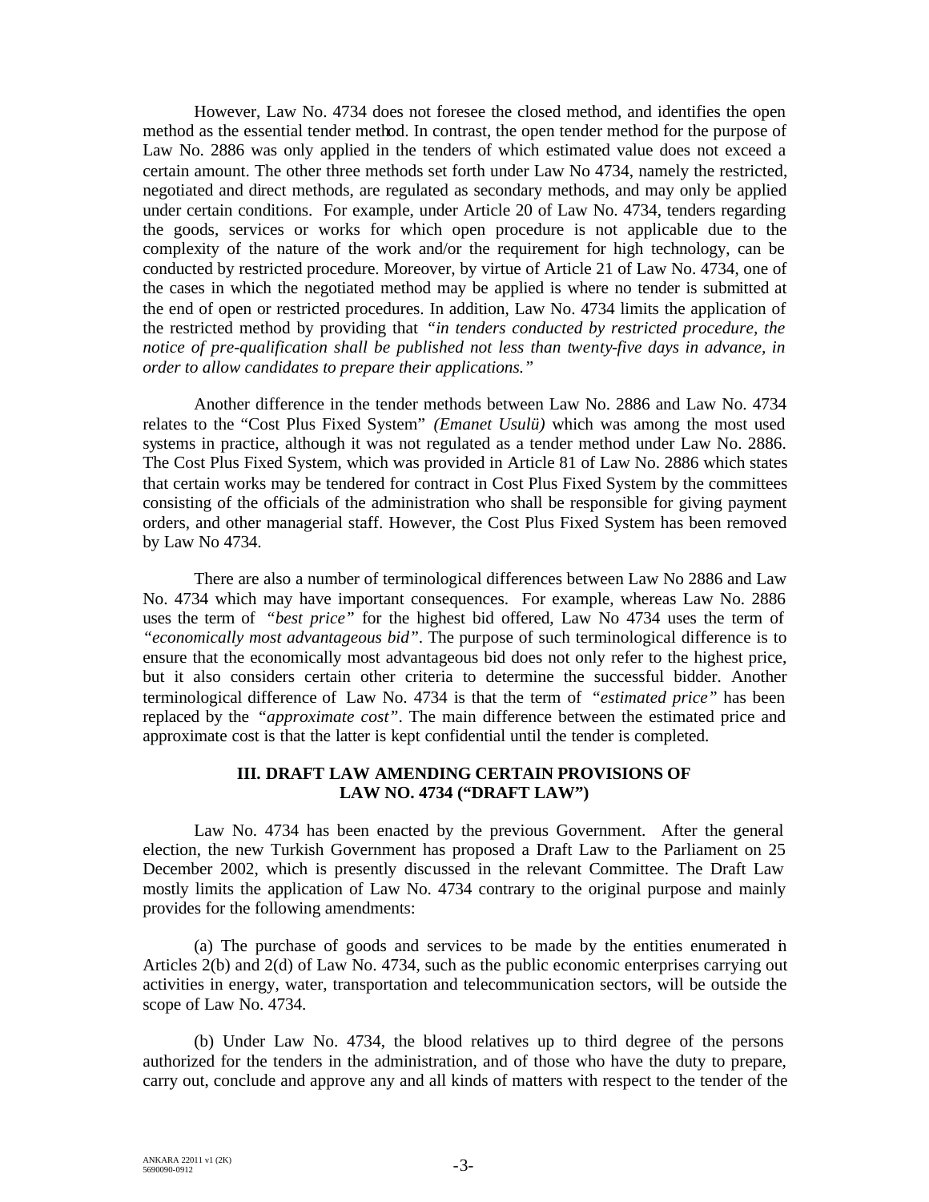However, Law No. 4734 does not foresee the closed method, and identifies the open method as the essential tender method. In contrast, the open tender method for the purpose of Law No. 2886 was only applied in the tenders of which estimated value does not exceed a certain amount. The other three methods set forth under Law No 4734, namely the restricted, negotiated and direct methods, are regulated as secondary methods, and may only be applied under certain conditions. For example, under Article 20 of Law No. 4734, tenders regarding the goods, services or works for which open procedure is not applicable due to the complexity of the nature of the work and/or the requirement for high technology, can be conducted by restricted procedure. Moreover, by virtue of Article 21 of Law No. 4734, one of the cases in which the negotiated method may be applied is where no tender is submitted at the end of open or restricted procedures. In addition, Law No. 4734 limits the application of the restricted method by providing that *"in tenders conducted by restricted procedure, the notice of pre-qualification shall be published not less than twenty-five days in advance, in order to allow candidates to prepare their applications."*

Another difference in the tender methods between Law No. 2886 and Law No. 4734 relates to the "Cost Plus Fixed System" *(Emanet Usulü)* which was among the most used systems in practice, although it was not regulated as a tender method under Law No. 2886. The Cost Plus Fixed System, which was provided in Article 81 of Law No. 2886 which states that certain works may be tendered for contract in Cost Plus Fixed System by the committees consisting of the officials of the administration who shall be responsible for giving payment orders, and other managerial staff. However, the Cost Plus Fixed System has been removed by Law No 4734.

There are also a number of terminological differences between Law No 2886 and Law No. 4734 which may have important consequences. For example, whereas Law No. 2886 uses the term of *"best price"* for the highest bid offered, Law No 4734 uses the term of *"economically most advantageous bid"*. The purpose of such terminological difference is to ensure that the economically most advantageous bid does not only refer to the highest price, but it also considers certain other criteria to determine the successful bidder. Another terminological difference of Law No. 4734 is that the term of *"estimated price"* has been replaced by the *"approximate cost"*. The main difference between the estimated price and approximate cost is that the latter is kept confidential until the tender is completed.

## III. DRAFT LAW AMENDING CERTAIN PROVISIONS OF LAW NO. 4734 ("DRAFT LAW")

Law No. 4734 has been enacted by the previous Government. After the general election, the new Turkish Government has proposed a Draft Law to the Parliament on 25 December 2002, which is presently discussed in the relevant Committee. The Draft Law mostly limits the application of Law No. 4734 contrary to the original purpose and mainly provides for the following amendments:

(a) The purchase of goods and services to be made by the entities enumerated in Articles 2(b) and 2(d) of Law No. 4734, such as the public economic enterprises carrying out activities in energy, water, transportation and telecommunication sectors, will be outside the scope of Law No. 4734.

(b) Under Law No. 4734, the blood relatives up to third degree of the persons authorized for the tenders in the administration, and of those who have the duty to prepare, carry out, conclude and approve any and all kinds of matters with respect to the tender of the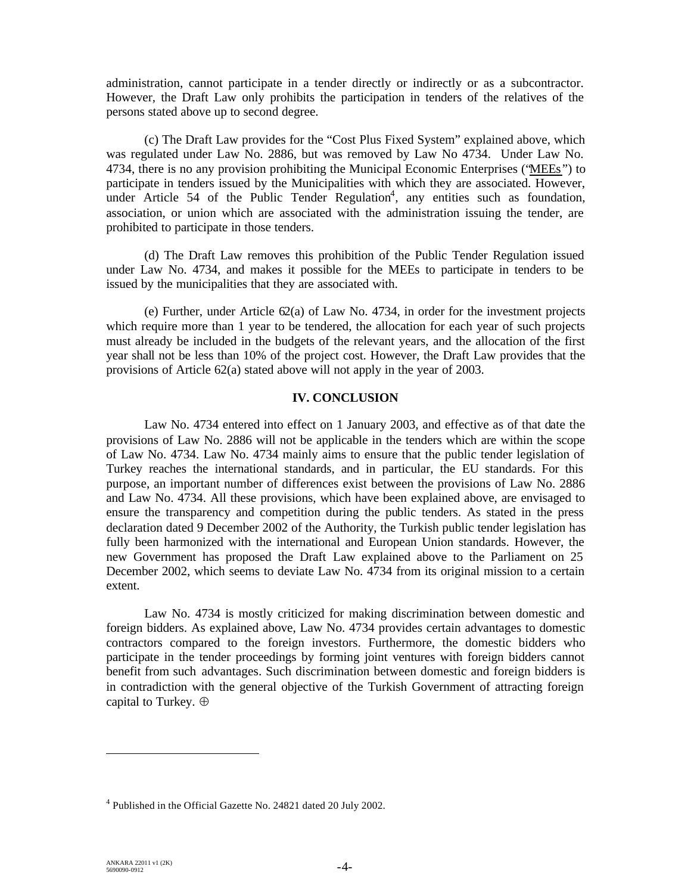administration, cannot participate in a tender directly or indirectly or as a subcontractor. However, the Draft Law only prohibits the participation in tenders of the relatives of the persons stated above up to second degree.

(c) The Draft Law provides for the "Cost Plus Fixed System" explained above, which was regulated under Law No. 2886, but was removed by Law No 4734. Under Law No. 4734, there is no any provision prohibiting the Municipal Economic Enterprises ("MEEs") to participate in tenders issued by the Municipalities with which they are associated. However, under Article 54 of the Public Tender Regulation[4], any entities such as foundation, association, or union which are associated with the administration issuing the tender, are prohibited to participate in those tenders.

(d) The Draft Law removes this prohibition of the Public Tender Regulation issued under Law No. 4734, and makes it possible for the MEEs to participate in tenders to be issued by the municipalities that they are associated with.

(e) Further, under Article 62(a) of Law No. 4734, in order for the investment projects which require more than 1 year to be tendered, the allocation for each year of such projects must already be included in the budgets of the relevant years, and the allocation of the first year shall not be less than 10% of the project cost. However, the Draft Law provides that the provisions of Article 62(a) stated above will not apply in the year of 2003.

## IV. CONCLUSION

Law No. 4734 entered into effect on 1 January 2003, and effective as of that date the provisions of Law No. 2886 will not be applicable in the tenders which are within the scope of Law No. 4734. Law No. 4734 mainly aims to ensure that the public tender legislation of Turkey reaches the international standards, and in particular, the EU standards. For this purpose, an important number of differences exist between the provisions of Law No. 2886 and Law No. 4734. All these provisions, which have been explained above, are envisaged to ensure the transparency and competition during the public tenders. As stated in the press declaration dated 9 December 2002 of the Authority, the Turkish public tender legislation has fully been harmonized with the international and European Union standards. However, the new Government has proposed the Draft Law explained above to the Parliament on 25 December 2002, which seems to deviate Law No. 4734 from its original mission to a certain extent.

Law No. 4734 is mostly criticized for making discrimination between domestic and foreign bidders. As explained above, Law No. 4734 provides certain advantages to domestic contractors compared to the foreign investors. Furthermore, the domestic bidders who participate in the tender proceedings by forming joint ventures with foreign bidders cannot benefit from such advantages. Such discrimination between domestic and foreign bidders is in contradiction with the general objective of the Turkish Government of attracting foreign capital to Turkey. ⊕

---

[4] Published in the Official Gazette No. 24821 dated 20 July 2002.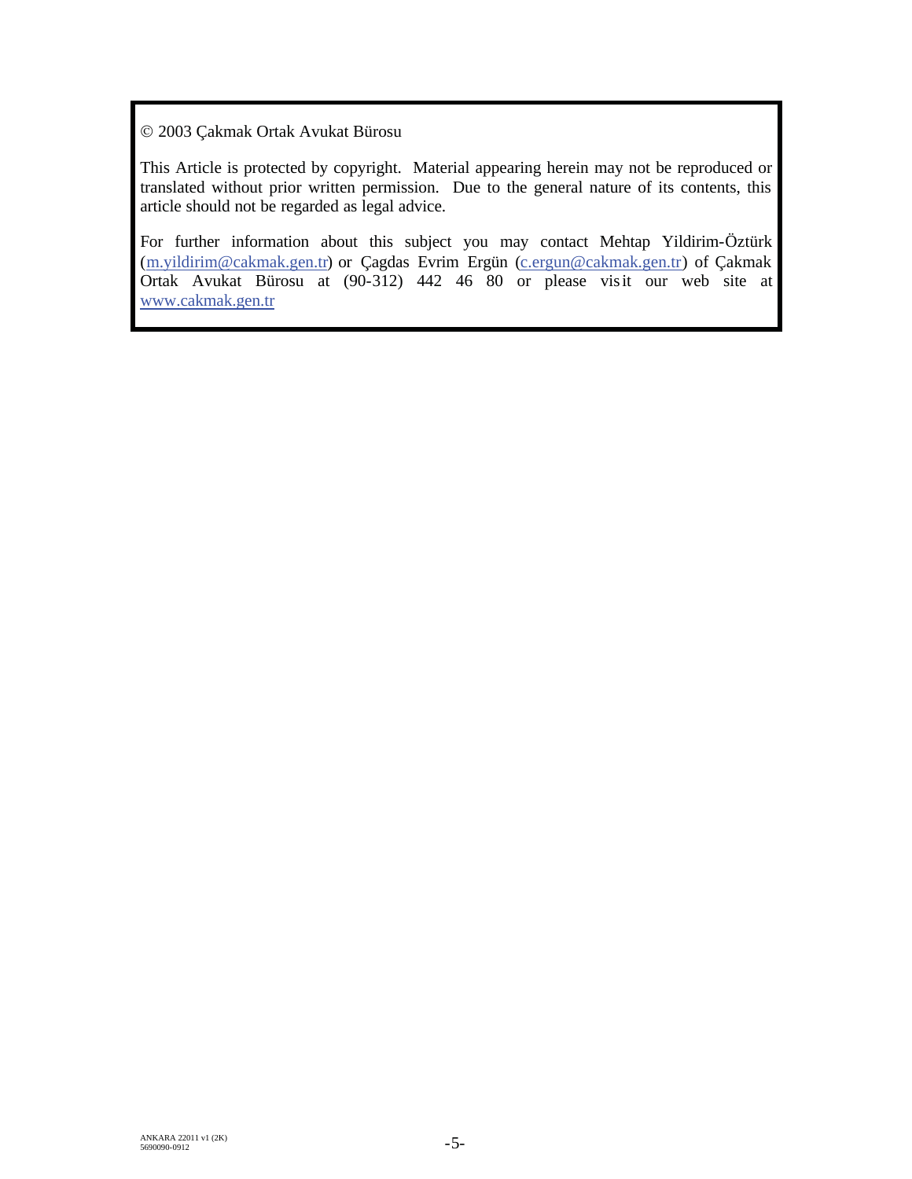© 2003 Çakmak Ortak Avukat Bürosu

This Article is protected by copyright. Material appearing herein may not be reproduced or translated without prior written permission. Due to the general nature of its contents, this article should not be regarded as legal advice.

For further information about this subject you may contact Mehtap Yildirim-Öztürk (m.yildirim@cakmak.gen.tr) or Çagdas Evrim Ergün (c.ergun@cakmak.gen.tr) of Çakmak Ortak Avukat Bürosu at (90-312) 442 46 80 or please visit our web site at www.cakmak.gen.tr